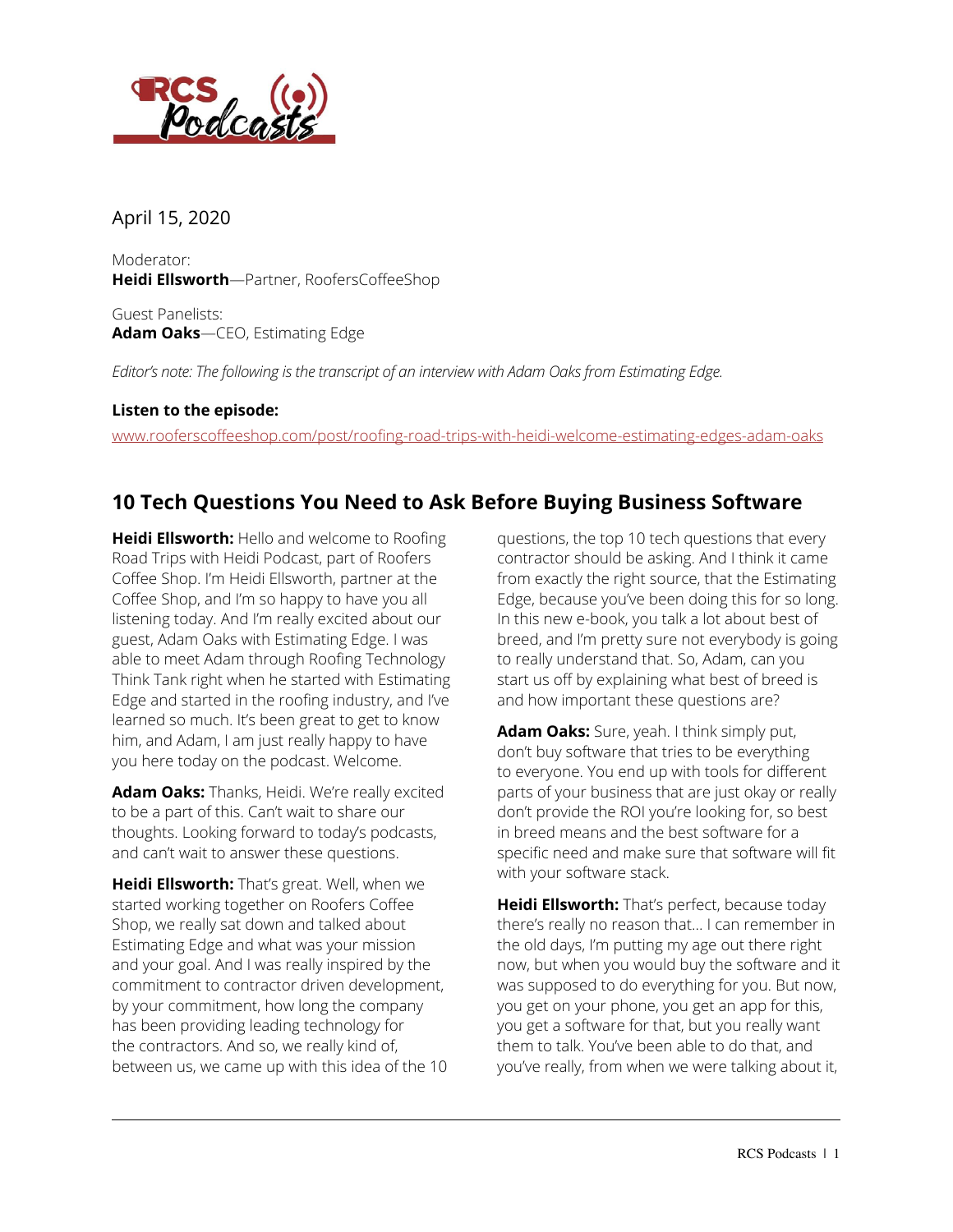April 15, 2020

Moderator:
**Heidi Ellsworth**—Partner, RoofersCoffeeShop

Guest Panelists:
**Adam Oaks**—CEO, Estimating Edge

*Editor's note: The following is the transcript of an interview with Adam Oaks from Estimating Edge.*

**Listen to the episode:**
www.rooferscoffeeshop.com/post/roofing-road-trips-with-heidi-welcome-estimating-edges-adam-oaks

## 10 Tech Questions You Need to Ask Before Buying Business Software

**Heidi Ellsworth:** Hello and welcome to Roofing Road Trips with Heidi Podcast, part of Roofers Coffee Shop. I'm Heidi Ellsworth, partner at the Coffee Shop, and I'm so happy to have you all listening today. And I'm really excited about our guest, Adam Oaks with Estimating Edge. I was able to meet Adam through Roofing Technology Think Tank right when he started with Estimating Edge and started in the roofing industry, and I've learned so much. It's been great to get to know him, and Adam, I am just really happy to have you here today on the podcast. Welcome.

**Adam Oaks:** Thanks, Heidi. We're really excited to be a part of this. Can't wait to share our thoughts. Looking forward to today's podcasts, and can't wait to answer these questions.

**Heidi Ellsworth:** That's great. Well, when we started working together on Roofers Coffee Shop, we really sat down and talked about Estimating Edge and what was your mission and your goal. And I was really inspired by the commitment to contractor driven development, by your commitment, how long the company has been providing leading technology for the contractors. And so, we really kind of, between us, we came up with this idea of the 10 questions, the top 10 tech questions that every contractor should be asking. And I think it came from exactly the right source, that the Estimating Edge, because you've been doing this for so long. In this new e-book, you talk a lot about best of breed, and I'm pretty sure not everybody is going to really understand that. So, Adam, can you start us off by explaining what best of breed is and how important these questions are?

**Adam Oaks:** Sure, yeah. I think simply put, don't buy software that tries to be everything to everyone. You end up with tools for different parts of your business that are just okay or really don't provide the ROI you're looking for, so best in breed means and the best software for a specific need and make sure that software will fit with your software stack.

**Heidi Ellsworth:** That's perfect, because today there's really no reason that... I can remember in the old days, I'm putting my age out there right now, but when you would buy the software and it was supposed to do everything for you. But now, you get on your phone, you get an app for this, you get a software for that, but you really want them to talk. You've been able to do that, and you've really, from when we were talking about it,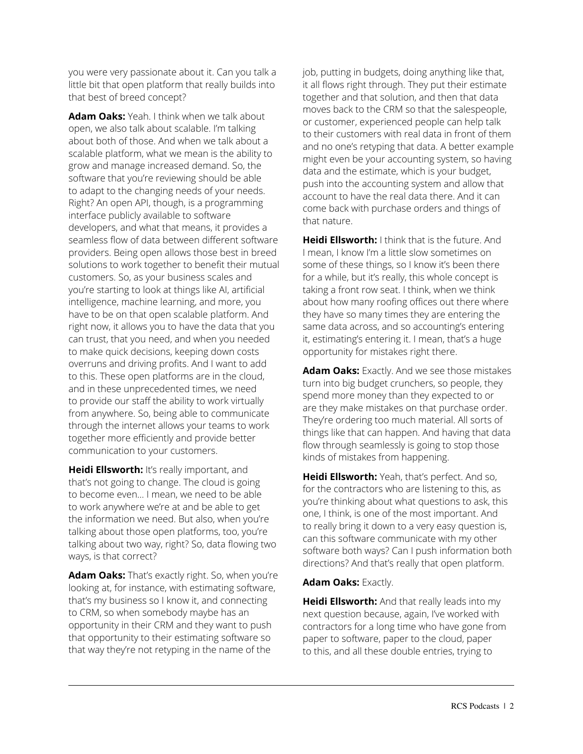you were very passionate about it. Can you talk a little bit that open platform that really builds into that best of breed concept?

**Adam Oaks:** Yeah. I think when we talk about open, we also talk about scalable. I'm talking about both of those. And when we talk about a scalable platform, what we mean is the ability to grow and manage increased demand. So, the software that you're reviewing should be able to adapt to the changing needs of your needs. Right? An open API, though, is a programming interface publicly available to software developers, and what that means, it provides a seamless flow of data between different software providers. Being open allows those best in breed solutions to work together to benefit their mutual customers. So, as your business scales and you're starting to look at things like AI, artificial intelligence, machine learning, and more, you have to be on that open scalable platform. And right now, it allows you to have the data that you can trust, that you need, and when you needed to make quick decisions, keeping down costs overruns and driving profits. And I want to add to this. These open platforms are in the cloud, and in these unprecedented times, we need to provide our staff the ability to work virtually from anywhere. So, being able to communicate through the internet allows your teams to work together more efficiently and provide better communication to your customers.

**Heidi Ellsworth:** It's really important, and that's not going to change. The cloud is going to become even... I mean, we need to be able to work anywhere we're at and be able to get the information we need. But also, when you're talking about those open platforms, too, you're talking about two way, right? So, data flowing two ways, is that correct?

**Adam Oaks:** That's exactly right. So, when you're looking at, for instance, with estimating software, that's my business so I know it, and connecting to CRM, so when somebody maybe has an opportunity in their CRM and they want to push that opportunity to their estimating software so that way they're not retyping in the name of the job, putting in budgets, doing anything like that, it all flows right through. They put their estimate together and that solution, and then that data moves back to the CRM so that the salespeople, or customer, experienced people can help talk to their customers with real data in front of them and no one's retyping that data. A better example might even be your accounting system, so having data and the estimate, which is your budget, push into the accounting system and allow that account to have the real data there. And it can come back with purchase orders and things of that nature.

**Heidi Ellsworth:** I think that is the future. And I mean, I know I'm a little slow sometimes on some of these things, so I know it's been there for a while, but it's really, this whole concept is taking a front row seat. I think, when we think about how many roofing offices out there where they have so many times they are entering the same data across, and so accounting's entering it, estimating's entering it. I mean, that's a huge opportunity for mistakes right there.

**Adam Oaks:** Exactly. And we see those mistakes turn into big budget crunchers, so people, they spend more money than they expected to or are they make mistakes on that purchase order. They're ordering too much material. All sorts of things like that can happen. And having that data flow through seamlessly is going to stop those kinds of mistakes from happening.

**Heidi Ellsworth:** Yeah, that's perfect. And so, for the contractors who are listening to this, as you're thinking about what questions to ask, this one, I think, is one of the most important. And to really bring it down to a very easy question is, can this software communicate with my other software both ways? Can I push information both directions? And that's really that open platform.

**Adam Oaks:** Exactly.

**Heidi Ellsworth:** And that really leads into my next question because, again, I've worked with contractors for a long time who have gone from paper to software, paper to the cloud, paper to this, and all these double entries, trying to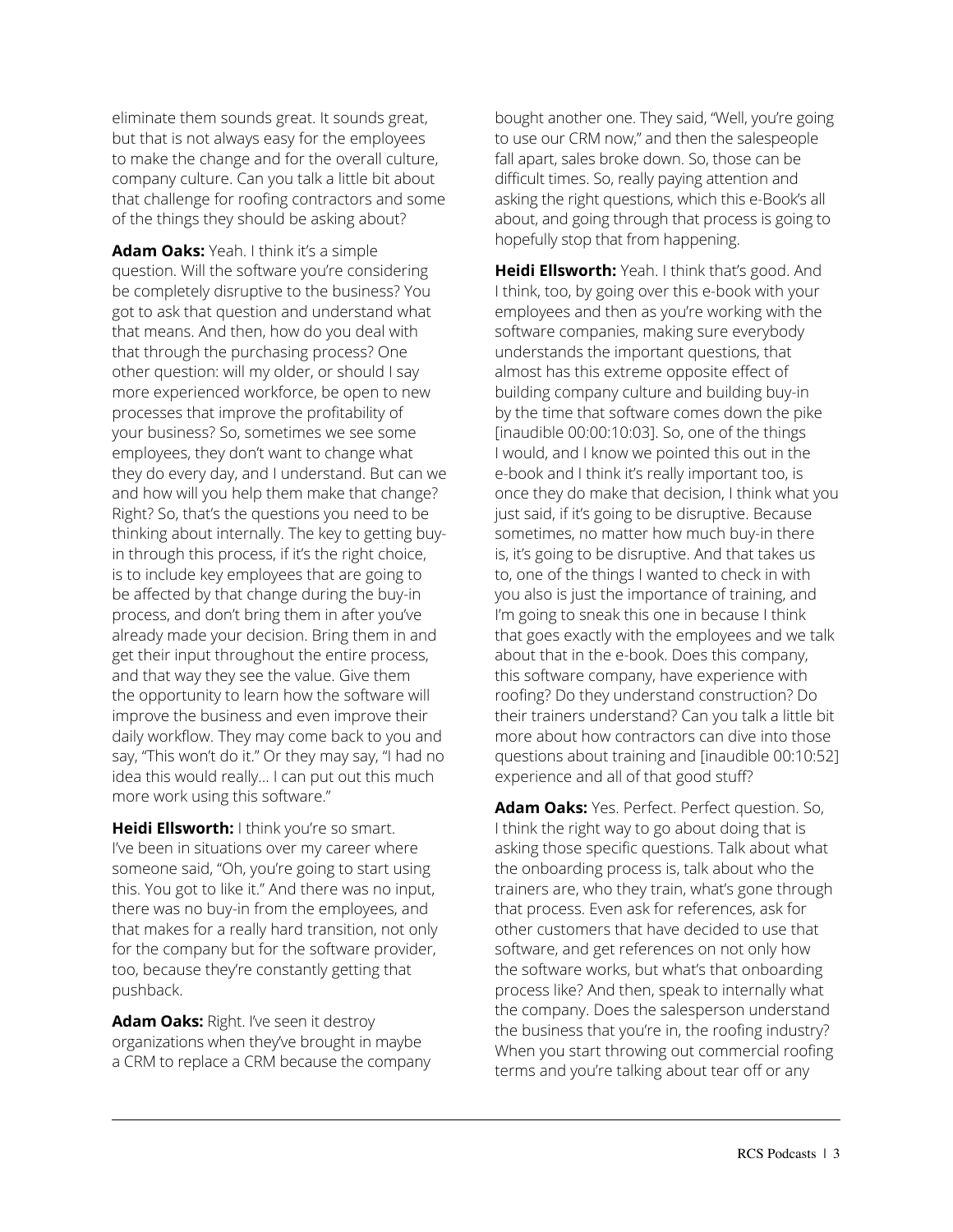eliminate them sounds great. It sounds great, but that is not always easy for the employees to make the change and for the overall culture, company culture. Can you talk a little bit about that challenge for roofing contractors and some of the things they should be asking about?

**Adam Oaks:** Yeah. I think it's a simple question. Will the software you're considering be completely disruptive to the business? You got to ask that question and understand what that means. And then, how do you deal with that through the purchasing process? One other question: will my older, or should I say more experienced workforce, be open to new processes that improve the profitability of your business? So, sometimes we see some employees, they don't want to change what they do every day, and I understand. But can we and how will you help them make that change? Right? So, that's the questions you need to be thinking about internally. The key to getting buy-in through this process, if it's the right choice, is to include key employees that are going to be affected by that change during the buy-in process, and don't bring them in after you've already made your decision. Bring them in and get their input throughout the entire process, and that way they see the value. Give them the opportunity to learn how the software will improve the business and even improve their daily workflow. They may come back to you and say, "This won't do it." Or they may say, "I had no idea this would really… I can put out this much more work using this software."

**Heidi Ellsworth:** I think you're so smart. I've been in situations over my career where someone said, "Oh, you're going to start using this. You got to like it." And there was no input, there was no buy-in from the employees, and that makes for a really hard transition, not only for the company but for the software provider, too, because they're constantly getting that pushback.

**Adam Oaks:** Right. I've seen it destroy organizations when they've brought in maybe a CRM to replace a CRM because the company bought another one. They said, "Well, you're going to use our CRM now," and then the salespeople fall apart, sales broke down. So, those can be difficult times. So, really paying attention and asking the right questions, which this e-Book's all about, and going through that process is going to hopefully stop that from happening.

**Heidi Ellsworth:** Yeah. I think that's good. And I think, too, by going over this e-book with your employees and then as you're working with the software companies, making sure everybody understands the important questions, that almost has this extreme opposite effect of building company culture and building buy-in by the time that software comes down the pike [inaudible 00:00:10:03]. So, one of the things I would, and I know we pointed this out in the e-book and I think it's really important too, is once they do make that decision, I think what you just said, if it's going to be disruptive. Because sometimes, no matter how much buy-in there is, it's going to be disruptive. And that takes us to, one of the things I wanted to check in with you also is just the importance of training, and I'm going to sneak this one in because I think that goes exactly with the employees and we talk about that in the e-book. Does this company, this software company, have experience with roofing? Do they understand construction? Do their trainers understand? Can you talk a little bit more about how contractors can dive into those questions about training and [inaudible 00:10:52] experience and all of that good stuff?

**Adam Oaks:** Yes. Perfect. Perfect question. So, I think the right way to go about doing that is asking those specific questions. Talk about what the onboarding process is, talk about who the trainers are, who they train, what's gone through that process. Even ask for references, ask for other customers that have decided to use that software, and get references on not only how the software works, but what's that onboarding process like? And then, speak to internally what the company. Does the salesperson understand the business that you're in, the roofing industry? When you start throwing out commercial roofing terms and you're talking about tear off or any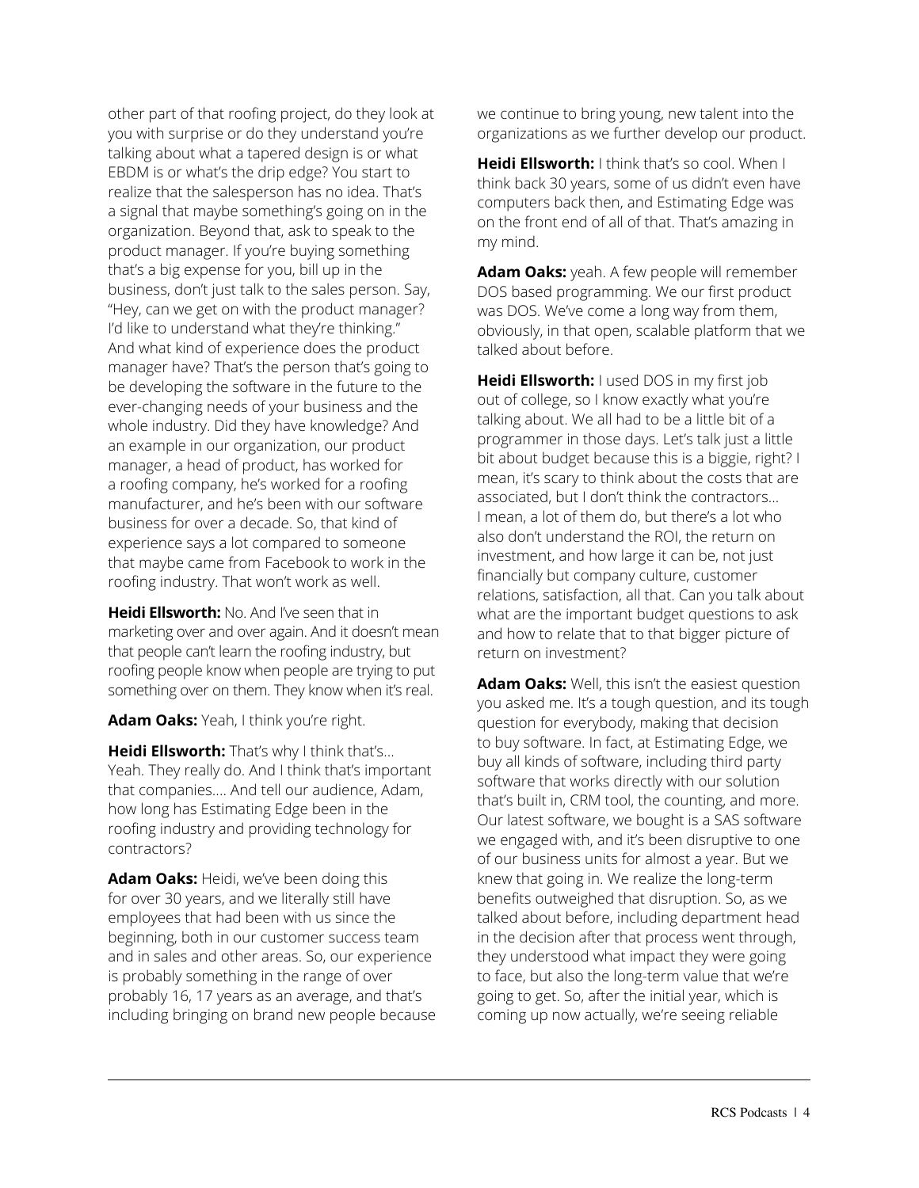other part of that roofing project, do they look at you with surprise or do they understand you're talking about what a tapered design is or what EBDM is or what's the drip edge? You start to realize that the salesperson has no idea. That's a signal that maybe something's going on in the organization. Beyond that, ask to speak to the product manager. If you're buying something that's a big expense for you, bill up in the business, don't just talk to the sales person. Say, "Hey, can we get on with the product manager? I'd like to understand what they're thinking." And what kind of experience does the product manager have? That's the person that's going to be developing the software in the future to the ever-changing needs of your business and the whole industry. Did they have knowledge? And an example in our organization, our product manager, a head of product, has worked for a roofing company, he's worked for a roofing manufacturer, and he's been with our software business for over a decade. So, that kind of experience says a lot compared to someone that maybe came from Facebook to work in the roofing industry. That won't work as well.

**Heidi Ellsworth:** No. And I've seen that in marketing over and over again. And it doesn't mean that people can't learn the roofing industry, but roofing people know when people are trying to put something over on them. They know when it's real.

**Adam Oaks:** Yeah, I think you're right.

**Heidi Ellsworth:** That's why I think that's... Yeah. They really do. And I think that's important that companies.... And tell our audience, Adam, how long has Estimating Edge been in the roofing industry and providing technology for contractors?

**Adam Oaks:** Heidi, we've been doing this for over 30 years, and we literally still have employees that had been with us since the beginning, both in our customer success team and in sales and other areas. So, our experience is probably something in the range of over probably 16, 17 years as an average, and that's including bringing on brand new people because we continue to bring young, new talent into the organizations as we further develop our product.

**Heidi Ellsworth:** I think that's so cool. When I think back 30 years, some of us didn't even have computers back then, and Estimating Edge was on the front end of all of that. That's amazing in my mind.

**Adam Oaks:** yeah. A few people will remember DOS based programming. We our first product was DOS. We've come a long way from them, obviously, in that open, scalable platform that we talked about before.

**Heidi Ellsworth:** I used DOS in my first job out of college, so I know exactly what you're talking about. We all had to be a little bit of a programmer in those days. Let's talk just a little bit about budget because this is a biggie, right? I mean, it's scary to think about the costs that are associated, but I don't think the contractors... I mean, a lot of them do, but there's a lot who also don't understand the ROI, the return on investment, and how large it can be, not just financially but company culture, customer relations, satisfaction, all that. Can you talk about what are the important budget questions to ask and how to relate that to that bigger picture of return on investment?

**Adam Oaks:** Well, this isn't the easiest question you asked me. It's a tough question, and its tough question for everybody, making that decision to buy software. In fact, at Estimating Edge, we buy all kinds of software, including third party software that works directly with our solution that's built in, CRM tool, the counting, and more. Our latest software, we bought is a SAS software we engaged with, and it's been disruptive to one of our business units for almost a year. But we knew that going in. We realize the long-term benefits outweighed that disruption. So, as we talked about before, including department head in the decision after that process went through, they understood what impact they were going to face, but also the long-term value that we're going to get. So, after the initial year, which is coming up now actually, we're seeing reliable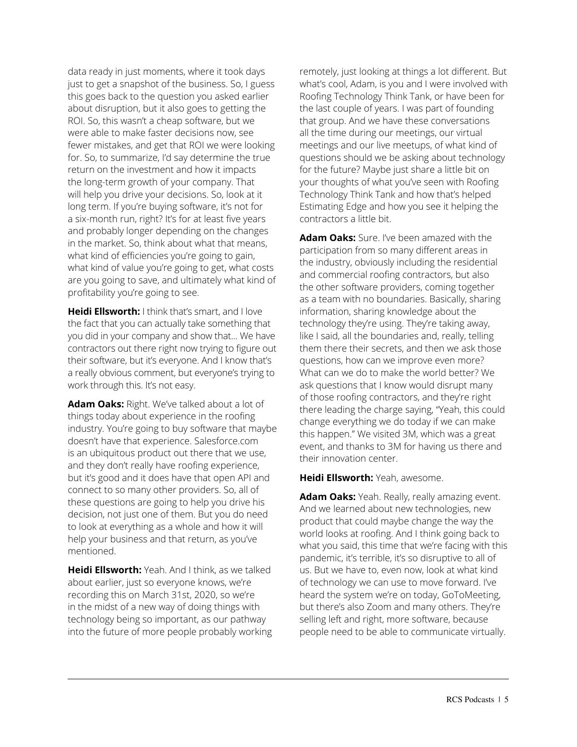data ready in just moments, where it took days just to get a snapshot of the business. So, I guess this goes back to the question you asked earlier about disruption, but it also goes to getting the ROI. So, this wasn't a cheap software, but we were able to make faster decisions now, see fewer mistakes, and get that ROI we were looking for. So, to summarize, I'd say determine the true return on the investment and how it impacts the long-term growth of your company. That will help you drive your decisions. So, look at it long term. If you're buying software, it's not for a six-month run, right? It's for at least five years and probably longer depending on the changes in the market. So, think about what that means, what kind of efficiencies you're going to gain, what kind of value you're going to get, what costs are you going to save, and ultimately what kind of profitability you're going to see.

**Heidi Ellsworth:** I think that's smart, and I love the fact that you can actually take something that you did in your company and show that… We have contractors out there right now trying to figure out their software, but it's everyone. And I know that's a really obvious comment, but everyone's trying to work through this. It's not easy.

**Adam Oaks:** Right. We've talked about a lot of things today about experience in the roofing industry. You're going to buy software that maybe doesn't have that experience. Salesforce.com is an ubiquitous product out there that we use, and they don't really have roofing experience, but it's good and it does have that open API and connect to so many other providers. So, all of these questions are going to help you drive his decision, not just one of them. But you do need to look at everything as a whole and how it will help your business and that return, as you've mentioned.

**Heidi Ellsworth:** Yeah. And I think, as we talked about earlier, just so everyone knows, we're recording this on March 31st, 2020, so we're in the midst of a new way of doing things with technology being so important, as our pathway into the future of more people probably working remotely, just looking at things a lot different. But what's cool, Adam, is you and I were involved with Roofing Technology Think Tank, or have been for the last couple of years. I was part of founding that group. And we have these conversations all the time during our meetings, our virtual meetings and our live meetups, of what kind of questions should we be asking about technology for the future? Maybe just share a little bit on your thoughts of what you've seen with Roofing Technology Think Tank and how that's helped Estimating Edge and how you see it helping the contractors a little bit.

**Adam Oaks:** Sure. I've been amazed with the participation from so many different areas in the industry, obviously including the residential and commercial roofing contractors, but also the other software providers, coming together as a team with no boundaries. Basically, sharing information, sharing knowledge about the technology they're using. They're taking away, like I said, all the boundaries and, really, telling them there their secrets, and then we ask those questions, how can we improve even more? What can we do to make the world better? We ask questions that I know would disrupt many of those roofing contractors, and they're right there leading the charge saying, "Yeah, this could change everything we do today if we can make this happen." We visited 3M, which was a great event, and thanks to 3M for having us there and their innovation center.

**Heidi Ellsworth:** Yeah, awesome.

**Adam Oaks:** Yeah. Really, really amazing event. And we learned about new technologies, new product that could maybe change the way the world looks at roofing. And I think going back to what you said, this time that we're facing with this pandemic, it's terrible, it's so disruptive to all of us. But we have to, even now, look at what kind of technology we can use to move forward. I've heard the system we're on today, GoToMeeting, but there's also Zoom and many others. They're selling left and right, more software, because people need to be able to communicate virtually.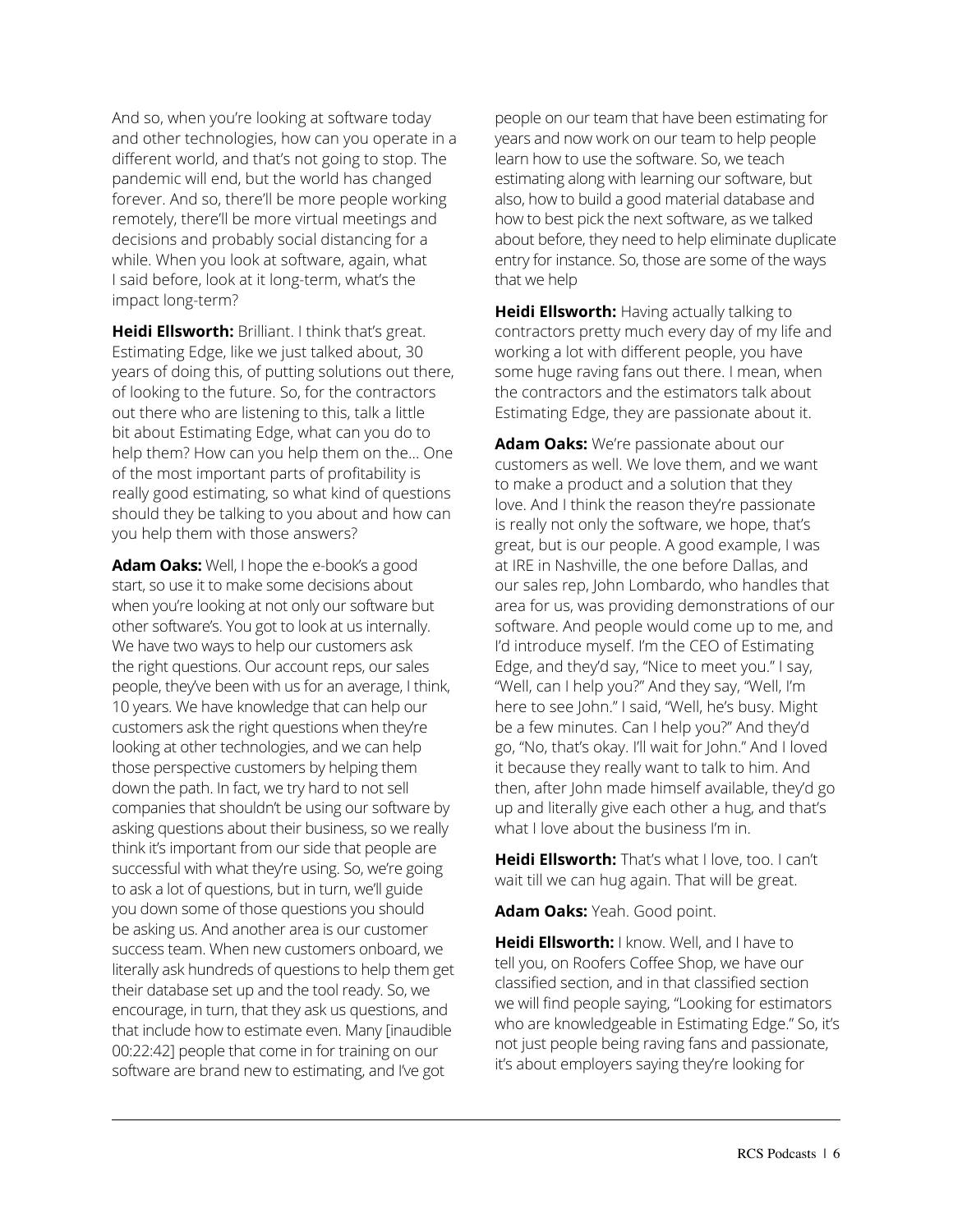And so, when you're looking at software today and other technologies, how can you operate in a different world, and that's not going to stop. The pandemic will end, but the world has changed forever. And so, there'll be more people working remotely, there'll be more virtual meetings and decisions and probably social distancing for a while. When you look at software, again, what I said before, look at it long-term, what's the impact long-term?

**Heidi Ellsworth:** Brilliant. I think that's great. Estimating Edge, like we just talked about, 30 years of doing this, of putting solutions out there, of looking to the future. So, for the contractors out there who are listening to this, talk a little bit about Estimating Edge, what can you do to help them? How can you help them on the... One of the most important parts of profitability is really good estimating, so what kind of questions should they be talking to you about and how can you help them with those answers?

**Adam Oaks:** Well, I hope the e-book's a good start, so use it to make some decisions about when you're looking at not only our software but other software's. You got to look at us internally. We have two ways to help our customers ask the right questions. Our account reps, our sales people, they've been with us for an average, I think, 10 years. We have knowledge that can help our customers ask the right questions when they're looking at other technologies, and we can help those perspective customers by helping them down the path. In fact, we try hard to not sell companies that shouldn't be using our software by asking questions about their business, so we really think it's important from our side that people are successful with what they're using. So, we're going to ask a lot of questions, but in turn, we'll guide you down some of those questions you should be asking us. And another area is our customer success team. When new customers onboard, we literally ask hundreds of questions to help them get their database set up and the tool ready. So, we encourage, in turn, that they ask us questions, and that include how to estimate even. Many [inaudible 00:22:42] people that come in for training on our software are brand new to estimating, and I've got people on our team that have been estimating for years and now work on our team to help people learn how to use the software. So, we teach estimating along with learning our software, but also, how to build a good material database and how to best pick the next software, as we talked about before, they need to help eliminate duplicate entry for instance. So, those are some of the ways that we help

**Heidi Ellsworth:** Having actually talking to contractors pretty much every day of my life and working a lot with different people, you have some huge raving fans out there. I mean, when the contractors and the estimators talk about Estimating Edge, they are passionate about it.

**Adam Oaks:** We're passionate about our customers as well. We love them, and we want to make a product and a solution that they love. And I think the reason they're passionate is really not only the software, we hope, that's great, but is our people. A good example, I was at IRE in Nashville, the one before Dallas, and our sales rep, John Lombardo, who handles that area for us, was providing demonstrations of our software. And people would come up to me, and I'd introduce myself. I'm the CEO of Estimating Edge, and they'd say, "Nice to meet you." I say, "Well, can I help you?" And they say, "Well, I'm here to see John." I said, "Well, he's busy. Might be a few minutes. Can I help you?" And they'd go, "No, that's okay. I'll wait for John." And I loved it because they really want to talk to him. And then, after John made himself available, they'd go up and literally give each other a hug, and that's what I love about the business I'm in.

**Heidi Ellsworth:** That's what I love, too. I can't wait till we can hug again. That will be great.

**Adam Oaks:** Yeah. Good point.

**Heidi Ellsworth:** I know. Well, and I have to tell you, on Roofers Coffee Shop, we have our classified section, and in that classified section we will find people saying, "Looking for estimators who are knowledgeable in Estimating Edge." So, it's not just people being raving fans and passionate, it's about employers saying they're looking for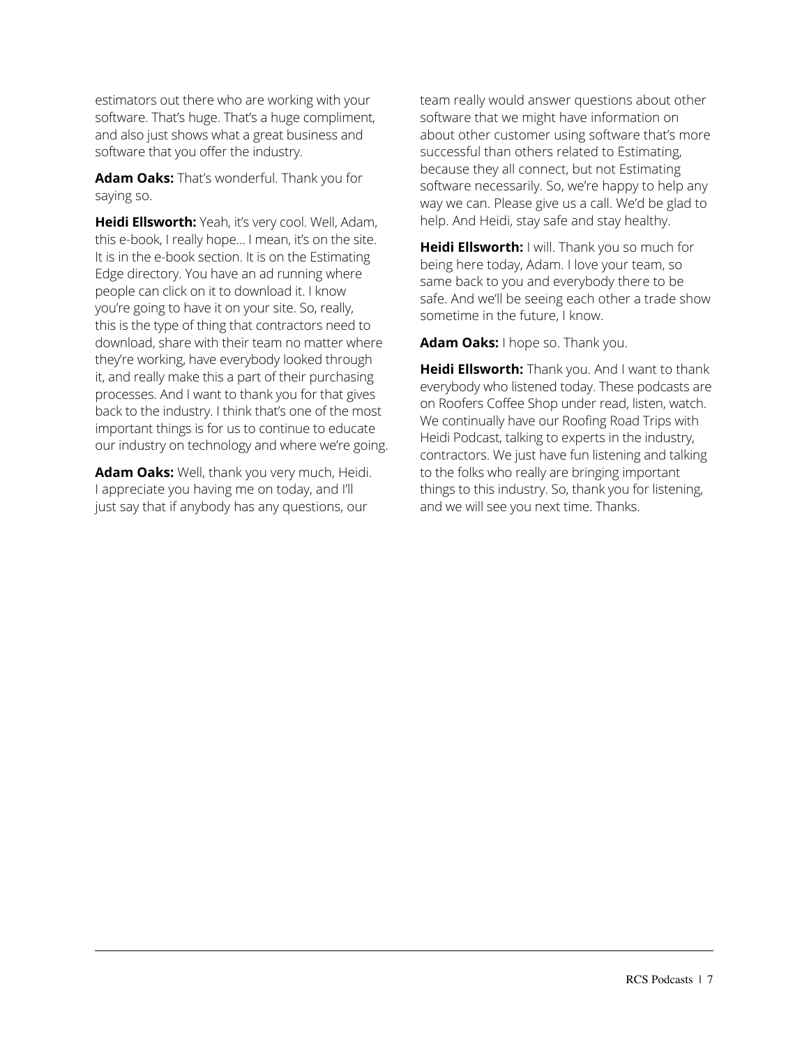estimators out there who are working with your software. That's huge. That's a huge compliment, and also just shows what a great business and software that you offer the industry.

**Adam Oaks:** That's wonderful. Thank you for saying so.

**Heidi Ellsworth:** Yeah, it's very cool. Well, Adam, this e-book, I really hope... I mean, it's on the site. It is in the e-book section. It is on the Estimating Edge directory. You have an ad running where people can click on it to download it. I know you're going to have it on your site. So, really, this is the type of thing that contractors need to download, share with their team no matter where they're working, have everybody looked through it, and really make this a part of their purchasing processes. And I want to thank you for that gives back to the industry. I think that's one of the most important things is for us to continue to educate our industry on technology and where we're going.

**Adam Oaks:** Well, thank you very much, Heidi. I appreciate you having me on today, and I'll just say that if anybody has any questions, our team really would answer questions about other software that we might have information on about other customer using software that's more successful than others related to Estimating, because they all connect, but not Estimating software necessarily. So, we're happy to help any way we can. Please give us a call. We'd be glad to help. And Heidi, stay safe and stay healthy.

**Heidi Ellsworth:** I will. Thank you so much for being here today, Adam. I love your team, so same back to you and everybody there to be safe. And we'll be seeing each other a trade show sometime in the future, I know.

**Adam Oaks:** I hope so. Thank you.

**Heidi Ellsworth:** Thank you. And I want to thank everybody who listened today. These podcasts are on Roofers Coffee Shop under read, listen, watch. We continually have our Roofing Road Trips with Heidi Podcast, talking to experts in the industry, contractors. We just have fun listening and talking to the folks who really are bringing important things to this industry. So, thank you for listening, and we will see you next time. Thanks.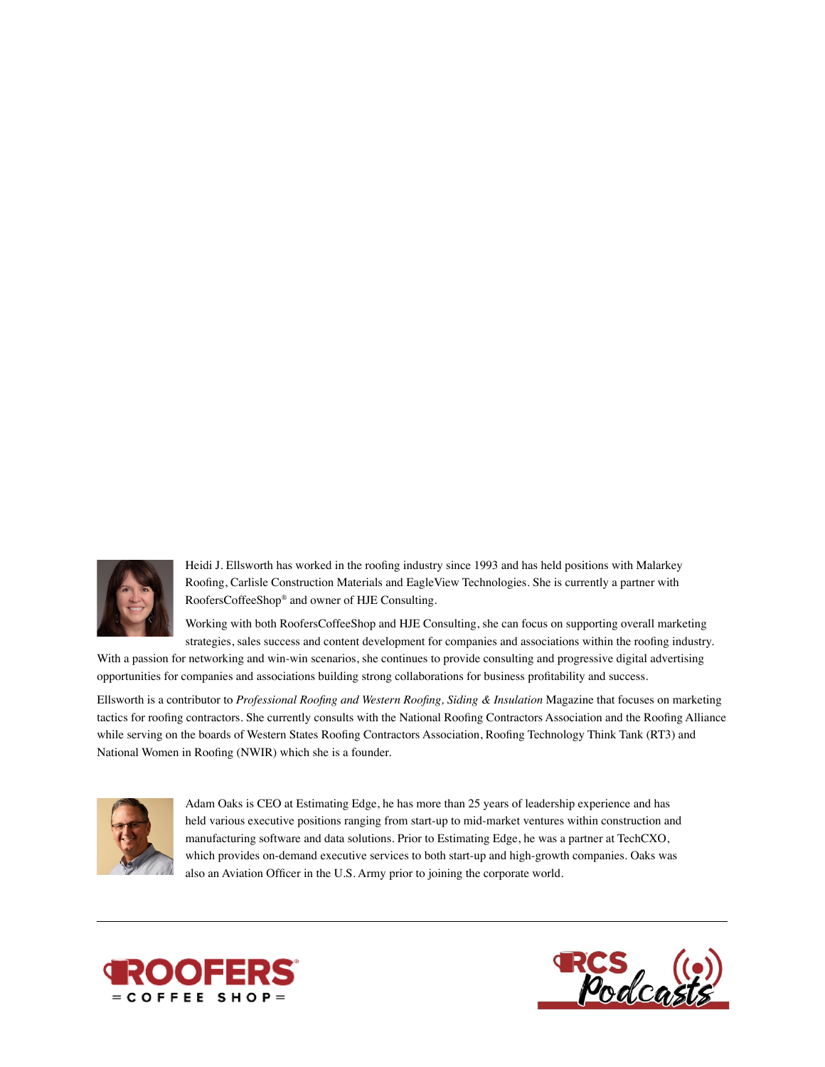Heidi J. Ellsworth has worked in the roofing industry since 1993 and has held positions with Malarkey Roofing, Carlisle Construction Materials and EagleView Technologies. She is currently a partner with RoofersCoffeeShop® and owner of HJE Consulting.

Working with both RoofersCoffeeShop and HJE Consulting, she can focus on supporting overall marketing strategies, sales success and content development for companies and associations within the roofing industry. With a passion for networking and win-win scenarios, she continues to provide consulting and progressive digital advertising opportunities for companies and associations building strong collaborations for business profitability and success.

Ellsworth is a contributor to *Professional Roofing and Western Roofing, Siding & Insulation* Magazine that focuses on marketing tactics for roofing contractors. She currently consults with the National Roofing Contractors Association and the Roofing Alliance while serving on the boards of Western States Roofing Contractors Association, Roofing Technology Think Tank (RT3) and National Women in Roofing (NWIR) which she is a founder.

Adam Oaks is CEO at Estimating Edge, he has more than 25 years of leadership experience and has held various executive positions ranging from start-up to mid-market ventures within construction and manufacturing software and data solutions. Prior to Estimating Edge, he was a partner at TechCXO, which provides on-demand executive services to both start-up and high-growth companies. Oaks was also an Aviation Officer in the U.S. Army prior to joining the corporate world.